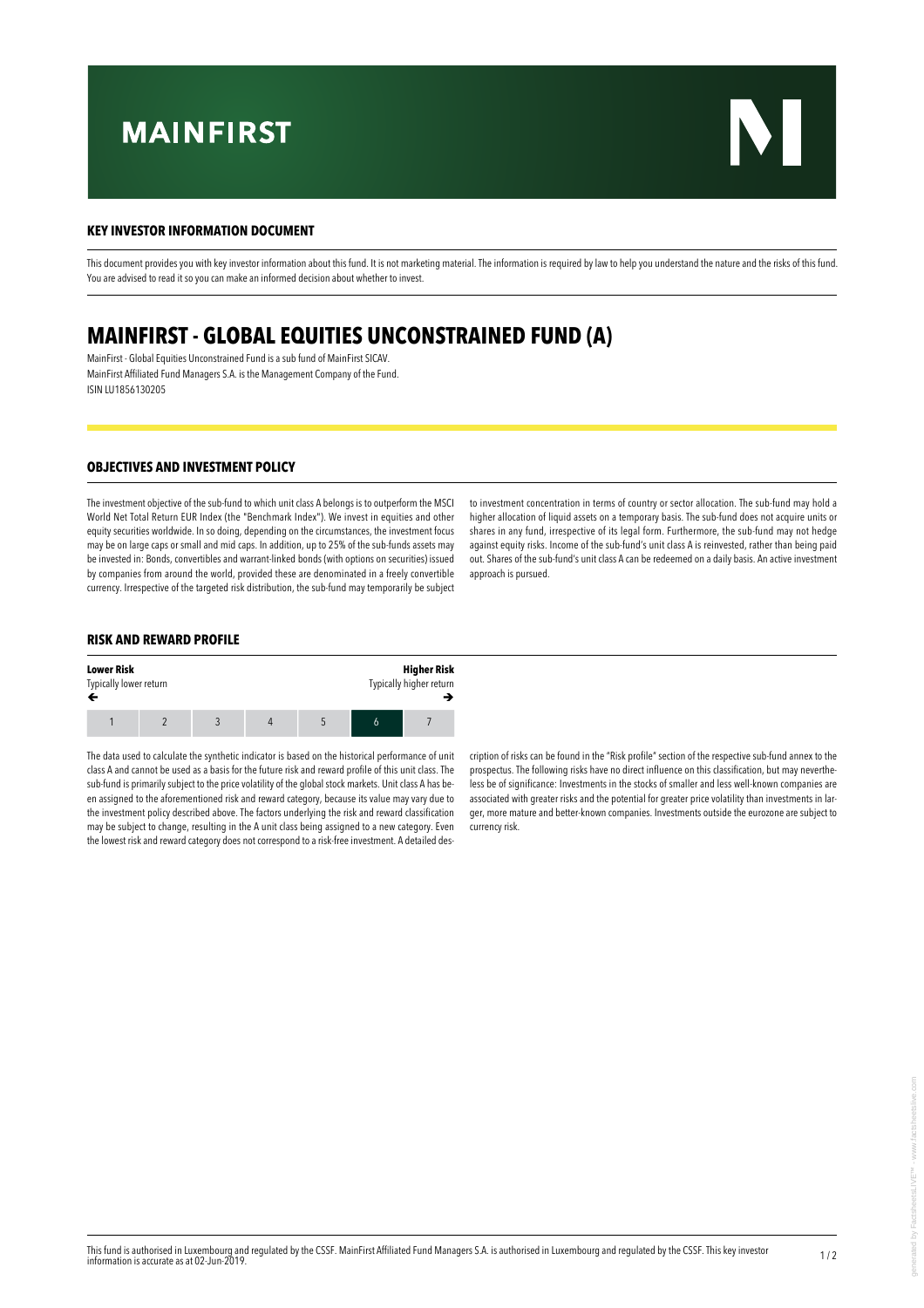MAINFIRST

## KEY INVESTOR INFORMATION DOCUMENT

This document provides you with key investor information about this fund. It is not marketing material. The information is required by law to help you understand the nature and the risks of this fund. You are advised to read it so you can make an informed decision about whether to invest.

# MAINFIRST - GLOBAL EQUITIES UNCONSTRAINED FUND (A)

MainFirst - Global Equities Unconstrained Fund is a sub fund of MainFirst SICAV.
MainFirst Affiliated Fund Managers S.A. is the Management Company of the Fund.
ISIN LU1856130205

## OBJECTIVES AND INVESTMENT POLICY

The investment objective of the sub-fund to which unit class A belongs is to outperform the MSCI World Net Total Return EUR Index (the "Benchmark Index"). We invest in equities and other equity securities worldwide. In so doing, depending on the circumstances, the investment focus may be on large caps or small and mid caps. In addition, up to 25% of the sub-funds assets may be invested in: Bonds, convertibles and warrant-linked bonds (with options on securities) issued by companies from around the world, provided these are denominated in a freely convertible currency. Irrespective of the targeted risk distribution, the sub-fund may temporarily be subject to investment concentration in terms of country or sector allocation. The sub-fund may hold a higher allocation of liquid assets on a temporary basis. The sub-fund does not acquire units or shares in any fund, irrespective of its legal form. Furthermore, the sub-fund may not hedge against equity risks. Income of the sub-fund's unit class A is reinvested, rather than being paid out. Shares of the sub-fund's unit class A can be redeemed on a daily basis. An active investment approach is pursued.

## RISK AND REWARD PROFILE

**Lower Risk**
Typically lower return

**Higher Risk**
Typically higher return

| 1 | 2 | 3 | 4 | 5 | **6** | 7 |
|---|---|---|---|---|---|---|

The data used to calculate the synthetic indicator is based on the historical performance of unit class A and cannot be used as a basis for the future risk and reward profile of this unit class. The sub-fund is primarily subject to the price volatility of the global stock markets. Unit class A has been assigned to the aforementioned risk and reward category, because its value may vary due to the investment policy described above. The factors underlying the risk and reward classification may be subject to change, resulting in the A unit class being assigned to a new category. Even the lowest risk and reward category does not correspond to a risk-free investment. A detailed description of risks can be found in the "Risk profile" section of the respective sub-fund annex to the prospectus. The following risks have no direct influence on this classification, but may nevertheless be of significance: Investments in the stocks of smaller and less well-known companies are associated with greater risks and the potential for greater price volatility than investments in larger, more mature and better-known companies. Investments outside the eurozone are subject to currency risk.

This fund is authorised in Luxembourg and regulated by the CSSF. MainFirst Affiliated Fund Managers S.A. is authorised in Luxembourg and regulated by the CSSF. This key investor information is accurate as at 02-Jun-2019.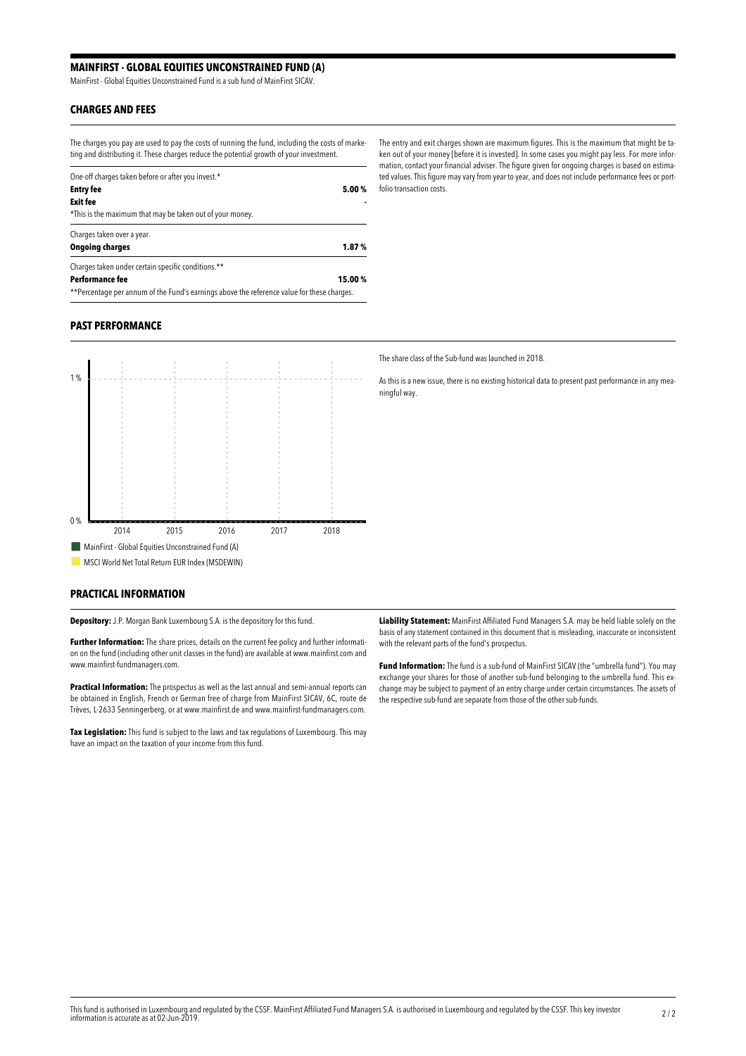## MAINFIRST - GLOBAL EQUITIES UNCONSTRAINED FUND (A)

MainFirst - Global Equities Unconstrained Fund is a sub fund of MainFirst SICAV.

### CHARGES AND FEES

The charges you pay are used to pay the costs of running the fund, including the costs of marketing and distributing it. These charges reduce the potential growth of your investment.

| | |
|---|---|
| One-off charges taken before or after you invest.* | |
| **Entry fee** | **5.00 %** |
| **Exit fee** | **-** |
| *This is the maximum that may be taken out of your money. | |
| Charges taken over a year. | |
| **Ongoing charges** | **1.87 %** |
| Charges taken under certain specific conditions.** | |
| **Performance fee** | **15.00 %** |
| **Percentage per annum of the Fund's earnings above the reference value for these charges. | |

The entry and exit charges shown are maximum figures. This is the maximum that might be taken out of your money [before it is invested]. In some cases you might pay less. For more information, contact your financial adviser. The figure given for ongoing charges is based on estimated values. This figure may vary from year to year, and does not include performance fees or portfolio transaction costs.

### PAST PERFORMANCE

1 %
0 %
2014 2015 2016 2017 2018

MainFirst - Global Equities Unconstrained Fund (A)
MSCI World Net Total Return EUR Index (MSDEWIN)

The share class of the Sub-fund was launched in 2018.

As this is a new issue, there is no existing historical data to present past performance in any meaningful way.

### PRACTICAL INFORMATION

**Depository:** J.P. Morgan Bank Luxembourg S.A. is the depository for this fund.

**Further Information:** The share prices, details on the current fee policy and further information on the fund (including other unit classes in the fund) are available at www.mainfirst.com and www.mainfirst-fundmanagers.com.

**Practical Information:** The prospectus as well as the last annual and semi-annual reports can be obtained in English, French or German free of charge from MainFirst SICAV, 6C, route de Trèves, L-2633 Senningerberg, or at www.mainfirst.de and www.mainfirst-fundmanagers.com.

**Tax Legislation:** This fund is subject to the laws and tax regulations of Luxembourg. This may have an impact on the taxation of your income from this fund.

**Liability Statement:** MainFirst Affiliated Fund Managers S.A. may be held liable solely on the basis of any statement contained in this document that is misleading, inaccurate or inconsistent with the relevant parts of the fund's prospectus.

**Fund Information:** The fund is a sub-fund of MainFirst SICAV (the "umbrella fund"). You may exchange your shares for those of another sub-fund belonging to the umbrella fund. This exchange may be subject to payment of an entry charge under certain circumstances. The assets of the respective sub-fund are separate from those of the other sub-funds.

This fund is authorised in Luxembourg and regulated by the CSSF. MainFirst Affiliated Fund Managers S.A. is authorised in Luxembourg and regulated by the CSSF. This key investor information is accurate as at 02-Jun-2019.